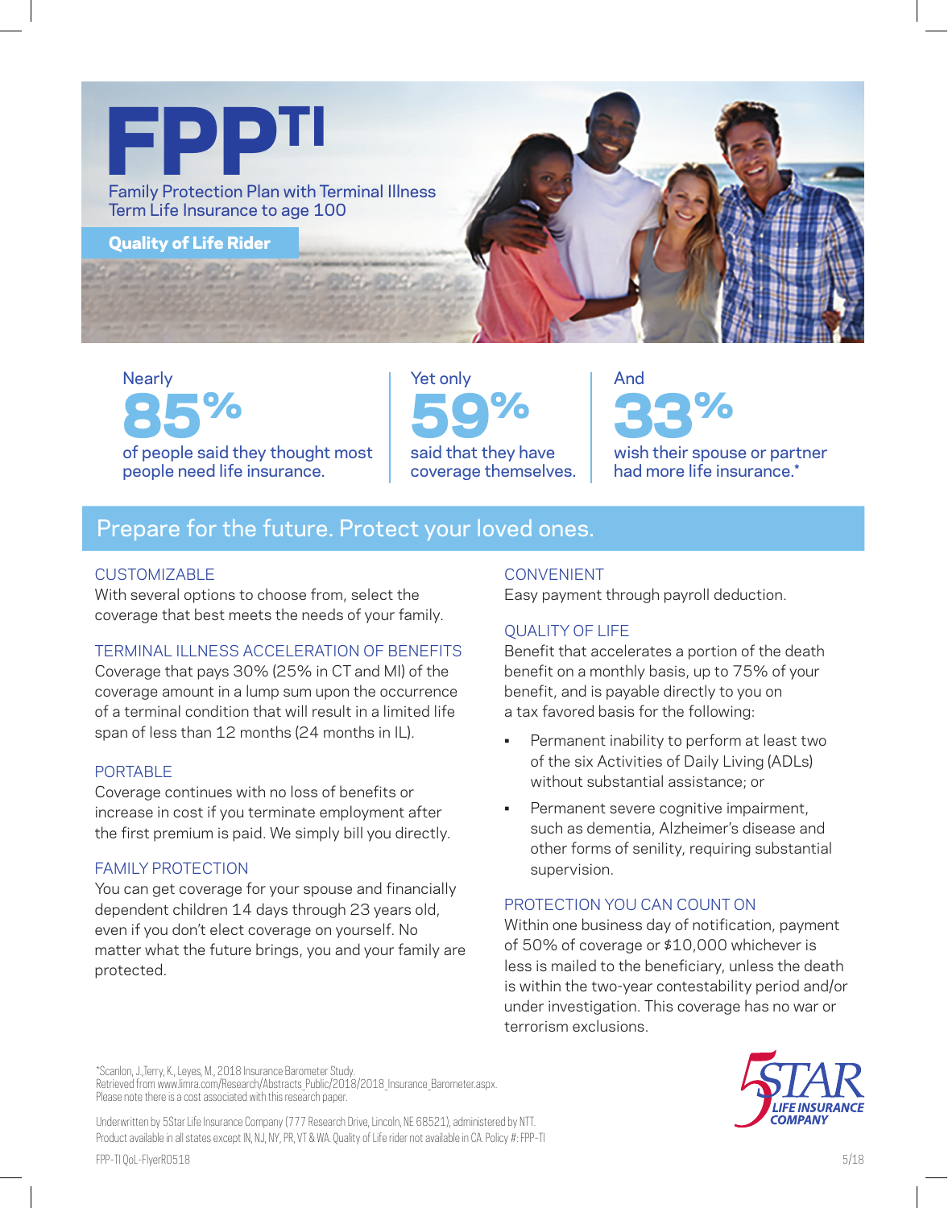# FPP[TI]

Family Protection Plan with Terminal Illness
Term Life Insurance to age 100

**Quality of Life Rider**

Nearly **85%** of people said they thought most people need life insurance.

Yet only **59%** said that they have coverage themselves.

And **33%** wish their spouse or partner had more life insurance.*

## Prepare for the future. Protect your loved ones.

### CUSTOMIZABLE

With several options to choose from, select the coverage that best meets the needs of your family.

### TERMINAL ILLNESS ACCELERATION OF BENEFITS

Coverage that pays 30% (25% in CT and MI) of the coverage amount in a lump sum upon the occurrence of a terminal condition that will result in a limited life span of less than 12 months (24 months in IL).

### PORTABLE

Coverage continues with no loss of benefits or increase in cost if you terminate employment after the first premium is paid. We simply bill you directly.

### FAMILY PROTECTION

You can get coverage for your spouse and financially dependent children 14 days through 23 years old, even if you don't elect coverage on yourself. No matter what the future brings, you and your family are protected.

### CONVENIENT

Easy payment through payroll deduction.

### QUALITY OF LIFE

Benefit that accelerates a portion of the death benefit on a monthly basis, up to 75% of your benefit, and is payable directly to you on a tax favored basis for the following:

- Permanent inability to perform at least two of the six Activities of Daily Living (ADLs) without substantial assistance; or
- Permanent severe cognitive impairment, such as dementia, Alzheimer's disease and other forms of senility, requiring substantial supervision.

### PROTECTION YOU CAN COUNT ON

Within one business day of notification, payment of 50% of coverage or $10,000 whichever is less is mailed to the beneficiary, unless the death is within the two-year contestability period and/or under investigation. This coverage has no war or terrorism exclusions.

*Scanlon, J.,Terry, K., Leyes, M., 2018 Insurance Barometer Study.
Retrieved from www.limra.com/Research/Abstracts_Public/2018/2018_Insurance_Barometer.aspx.
Please note there is a cost associated with this research paper.

Underwritten by 5Star Life Insurance Company (777 Research Drive, Lincoln, NE 68521), administered by NTT.
Product available in all states except IN, NJ, NY, PR, VT & WA. Quality of Life rider not available in CA. Policy #: FPP-TI

5STAR LIFE INSURANCE COMPANY

FPP-TI QoL-FlyerR0518

5/18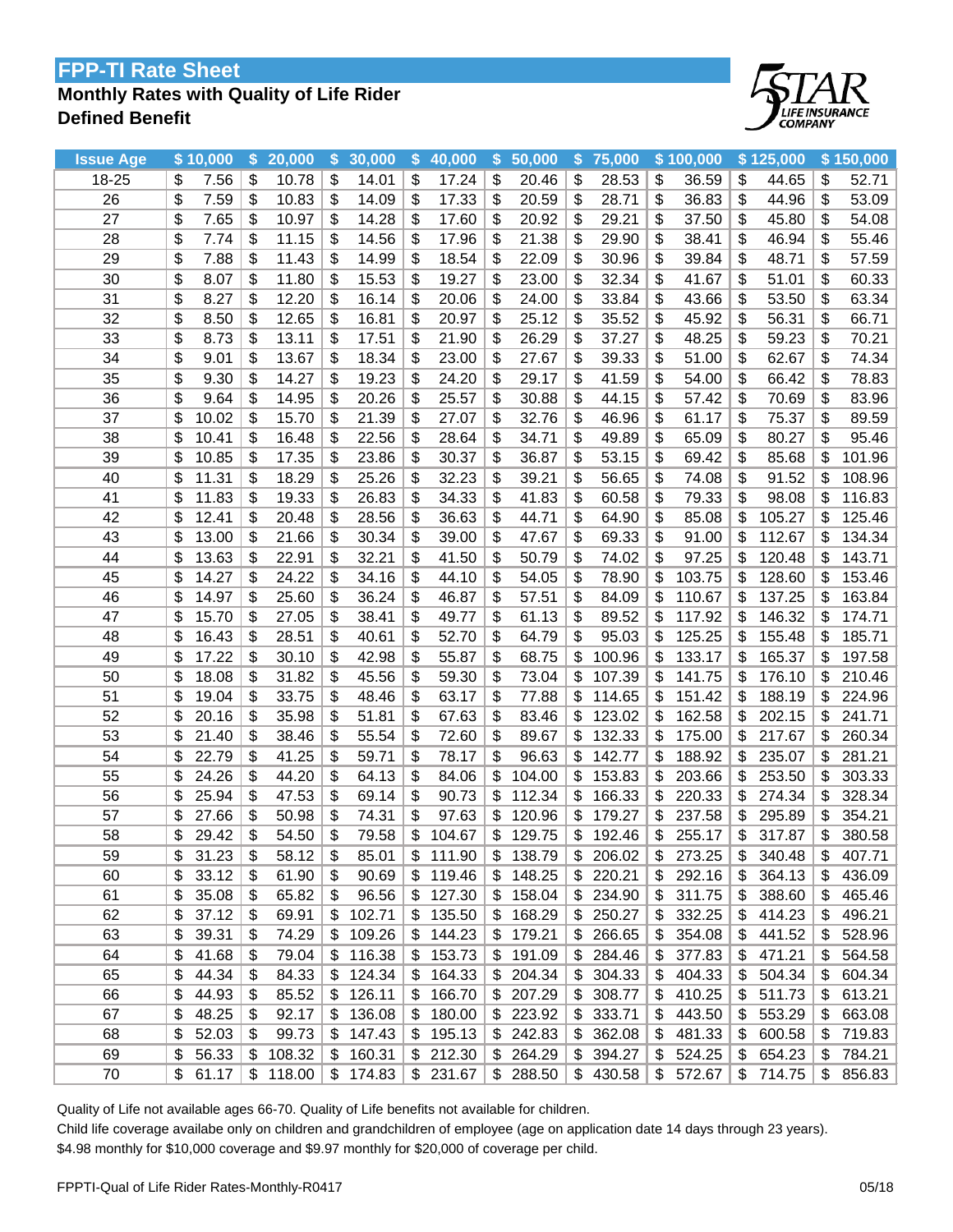## FPP-TI Rate Sheet

**Monthly Rates with Quality of Life Rider**
**Defined Benefit**

| Issue Age | $ 10,000 | $ 20,000 | $ 30,000 | $ 40,000 | $ 50,000 | $ 75,000 | $ 100,000 | $ 125,000 | $ 150,000 |
|---|---|---|---|---|---|---|---|---|---|
| 18-25 | $ 7.56 | $ 10.78 | $ 14.01 | $ 17.24 | $ 20.46 | $ 28.53 | $ 36.59 | $ 44.65 | $ 52.71 |
| 26 | $ 7.59 | $ 10.83 | $ 14.09 | $ 17.33 | $ 20.59 | $ 28.71 | $ 36.83 | $ 44.96 | $ 53.09 |
| 27 | $ 7.65 | $ 10.97 | $ 14.28 | $ 17.60 | $ 20.92 | $ 29.21 | $ 37.50 | $ 45.80 | $ 54.08 |
| 28 | $ 7.74 | $ 11.15 | $ 14.56 | $ 17.96 | $ 21.38 | $ 29.90 | $ 38.41 | $ 46.94 | $ 55.46 |
| 29 | $ 7.88 | $ 11.43 | $ 14.99 | $ 18.54 | $ 22.09 | $ 30.96 | $ 39.84 | $ 48.71 | $ 57.59 |
| 30 | $ 8.07 | $ 11.80 | $ 15.53 | $ 19.27 | $ 23.00 | $ 32.34 | $ 41.67 | $ 51.01 | $ 60.33 |
| 31 | $ 8.27 | $ 12.20 | $ 16.14 | $ 20.06 | $ 24.00 | $ 33.84 | $ 43.66 | $ 53.50 | $ 63.34 |
| 32 | $ 8.50 | $ 12.65 | $ 16.81 | $ 20.97 | $ 25.12 | $ 35.52 | $ 45.92 | $ 56.31 | $ 66.71 |
| 33 | $ 8.73 | $ 13.11 | $ 17.51 | $ 21.90 | $ 26.29 | $ 37.27 | $ 48.25 | $ 59.23 | $ 70.21 |
| 34 | $ 9.01 | $ 13.67 | $ 18.34 | $ 23.00 | $ 27.67 | $ 39.33 | $ 51.00 | $ 62.67 | $ 74.34 |
| 35 | $ 9.30 | $ 14.27 | $ 19.23 | $ 24.20 | $ 29.17 | $ 41.59 | $ 54.00 | $ 66.42 | $ 78.83 |
| 36 | $ 9.64 | $ 14.95 | $ 20.26 | $ 25.57 | $ 30.88 | $ 44.15 | $ 57.42 | $ 70.69 | $ 83.96 |
| 37 | $ 10.02 | $ 15.70 | $ 21.39 | $ 27.07 | $ 32.76 | $ 46.96 | $ 61.17 | $ 75.37 | $ 89.59 |
| 38 | $ 10.41 | $ 16.48 | $ 22.56 | $ 28.64 | $ 34.71 | $ 49.89 | $ 65.09 | $ 80.27 | $ 95.46 |
| 39 | $ 10.85 | $ 17.35 | $ 23.86 | $ 30.37 | $ 36.87 | $ 53.15 | $ 69.42 | $ 85.68 | $ 101.96 |
| 40 | $ 11.31 | $ 18.29 | $ 25.26 | $ 32.23 | $ 39.21 | $ 56.65 | $ 74.08 | $ 91.52 | $ 108.96 |
| 41 | $ 11.83 | $ 19.33 | $ 26.83 | $ 34.33 | $ 41.83 | $ 60.58 | $ 79.33 | $ 98.08 | $ 116.83 |
| 42 | $ 12.41 | $ 20.48 | $ 28.56 | $ 36.63 | $ 44.71 | $ 64.90 | $ 85.08 | $ 105.27 | $ 125.46 |
| 43 | $ 13.00 | $ 21.66 | $ 30.34 | $ 39.00 | $ 47.67 | $ 69.33 | $ 91.00 | $ 112.67 | $ 134.34 |
| 44 | $ 13.63 | $ 22.91 | $ 32.21 | $ 41.50 | $ 50.79 | $ 74.02 | $ 97.25 | $ 120.48 | $ 143.71 |
| 45 | $ 14.27 | $ 24.22 | $ 34.16 | $ 44.10 | $ 54.05 | $ 78.90 | $ 103.75 | $ 128.60 | $ 153.46 |
| 46 | $ 14.97 | $ 25.60 | $ 36.24 | $ 46.87 | $ 57.51 | $ 84.09 | $ 110.67 | $ 137.25 | $ 163.84 |
| 47 | $ 15.70 | $ 27.05 | $ 38.41 | $ 49.77 | $ 61.13 | $ 89.52 | $ 117.92 | $ 146.32 | $ 174.71 |
| 48 | $ 16.43 | $ 28.51 | $ 40.61 | $ 52.70 | $ 64.79 | $ 95.03 | $ 125.25 | $ 155.48 | $ 185.71 |
| 49 | $ 17.22 | $ 30.10 | $ 42.98 | $ 55.87 | $ 68.75 | $ 100.96 | $ 133.17 | $ 165.37 | $ 197.58 |
| 50 | $ 18.08 | $ 31.82 | $ 45.56 | $ 59.30 | $ 73.04 | $ 107.39 | $ 141.75 | $ 176.10 | $ 210.46 |
| 51 | $ 19.04 | $ 33.75 | $ 48.46 | $ 63.17 | $ 77.88 | $ 114.65 | $ 151.42 | $ 188.19 | $ 224.96 |
| 52 | $ 20.16 | $ 35.98 | $ 51.81 | $ 67.63 | $ 83.46 | $ 123.02 | $ 162.58 | $ 202.15 | $ 241.71 |
| 53 | $ 21.40 | $ 38.46 | $ 55.54 | $ 72.60 | $ 89.67 | $ 132.33 | $ 175.00 | $ 217.67 | $ 260.34 |
| 54 | $ 22.79 | $ 41.25 | $ 59.71 | $ 78.17 | $ 96.63 | $ 142.77 | $ 188.92 | $ 235.07 | $ 281.21 |
| 55 | $ 24.26 | $ 44.20 | $ 64.13 | $ 84.06 | $ 104.00 | $ 153.83 | $ 203.66 | $ 253.50 | $ 303.33 |
| 56 | $ 25.94 | $ 47.53 | $ 69.14 | $ 90.73 | $ 112.34 | $ 166.33 | $ 220.33 | $ 274.34 | $ 328.34 |
| 57 | $ 27.66 | $ 50.98 | $ 74.31 | $ 97.63 | $ 120.96 | $ 179.27 | $ 237.58 | $ 295.89 | $ 354.21 |
| 58 | $ 29.42 | $ 54.50 | $ 79.58 | $ 104.67 | $ 129.75 | $ 192.46 | $ 255.17 | $ 317.87 | $ 380.58 |
| 59 | $ 31.23 | $ 58.12 | $ 85.01 | $ 111.90 | $ 138.79 | $ 206.02 | $ 273.25 | $ 340.48 | $ 407.71 |
| 60 | $ 33.12 | $ 61.90 | $ 90.69 | $ 119.46 | $ 148.25 | $ 220.21 | $ 292.16 | $ 364.13 | $ 436.09 |
| 61 | $ 35.08 | $ 65.82 | $ 96.56 | $ 127.30 | $ 158.04 | $ 234.90 | $ 311.75 | $ 388.60 | $ 465.46 |
| 62 | $ 37.12 | $ 69.91 | $ 102.71 | $ 135.50 | $ 168.29 | $ 250.27 | $ 332.25 | $ 414.23 | $ 496.21 |
| 63 | $ 39.31 | $ 74.29 | $ 109.26 | $ 144.23 | $ 179.21 | $ 266.65 | $ 354.08 | $ 441.52 | $ 528.96 |
| 64 | $ 41.68 | $ 79.04 | $ 116.38 | $ 153.73 | $ 191.09 | $ 284.46 | $ 377.83 | $ 471.21 | $ 564.58 |
| 65 | $ 44.34 | $ 84.33 | $ 124.34 | $ 164.33 | $ 204.34 | $ 304.33 | $ 404.33 | $ 504.34 | $ 604.34 |
| 66 | $ 44.93 | $ 85.52 | $ 126.11 | $ 166.70 | $ 207.29 | $ 308.77 | $ 410.25 | $ 511.73 | $ 613.21 |
| 67 | $ 48.25 | $ 92.17 | $ 136.08 | $ 180.00 | $ 223.92 | $ 333.71 | $ 443.50 | $ 553.29 | $ 663.08 |
| 68 | $ 52.03 | $ 99.73 | $ 147.43 | $ 195.13 | $ 242.83 | $ 362.08 | $ 481.33 | $ 600.58 | $ 719.83 |
| 69 | $ 56.33 | $ 108.32 | $ 160.31 | $ 212.30 | $ 264.29 | $ 394.27 | $ 524.25 | $ 654.23 | $ 784.21 |
| 70 | $ 61.17 | $ 118.00 | $ 174.83 | $ 231.67 | $ 288.50 | $ 430.58 | $ 572.67 | $ 714.75 | $ 856.83 |

Quality of Life not available ages 66-70. Quality of Life benefits not available for children.

Child life coverage availabe only on children and grandchildren of employee (age on application date 14 days through 23 years).
$4.98 monthly for $10,000 coverage and $9.97 monthly for $20,000 of coverage per child.

FPPTI-Qual of Life Rider Rates-Monthly-R0417 05/18